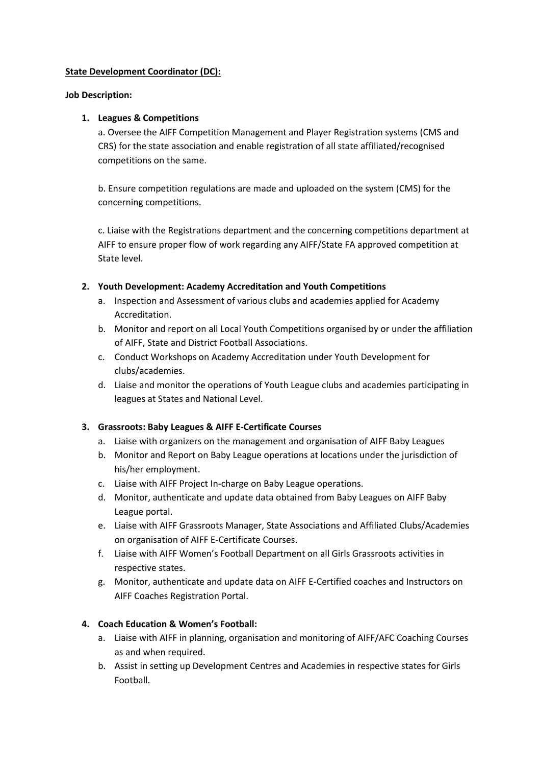**State Development Coordinator (DC):**

**Job Description:**

1. **Leagues & Competitions**

   a. Oversee the AIFF Competition Management and Player Registration systems (CMS and CRS) for the state association and enable registration of all state affiliated/recognised competitions on the same.

   b. Ensure competition regulations are made and uploaded on the system (CMS) for the concerning competitions.

   c. Liaise with the Registrations department and the concerning competitions department at AIFF to ensure proper flow of work regarding any AIFF/State FA approved competition at State level.

2. **Youth Development: Academy Accreditation and Youth Competitions**
   a. Inspection and Assessment of various clubs and academies applied for Academy Accreditation.
   b. Monitor and report on all Local Youth Competitions organised by or under the affiliation of AIFF, State and District Football Associations.
   c. Conduct Workshops on Academy Accreditation under Youth Development for clubs/academies.
   d. Liaise and monitor the operations of Youth League clubs and academies participating in leagues at States and National Level.

3. **Grassroots: Baby Leagues & AIFF E-Certificate Courses**
   a. Liaise with organizers on the management and organisation of AIFF Baby Leagues
   b. Monitor and Report on Baby League operations at locations under the jurisdiction of his/her employment.
   c. Liaise with AIFF Project In-charge on Baby League operations.
   d. Monitor, authenticate and update data obtained from Baby Leagues on AIFF Baby League portal.
   e. Liaise with AIFF Grassroots Manager, State Associations and Affiliated Clubs/Academies on organisation of AIFF E-Certificate Courses.
   f. Liaise with AIFF Women's Football Department on all Girls Grassroots activities in respective states.
   g. Monitor, authenticate and update data on AIFF E-Certified coaches and Instructors on AIFF Coaches Registration Portal.

4. **Coach Education & Women's Football:**
   a. Liaise with AIFF in planning, organisation and monitoring of AIFF/AFC Coaching Courses as and when required.
   b. Assist in setting up Development Centres and Academies in respective states for Girls Football.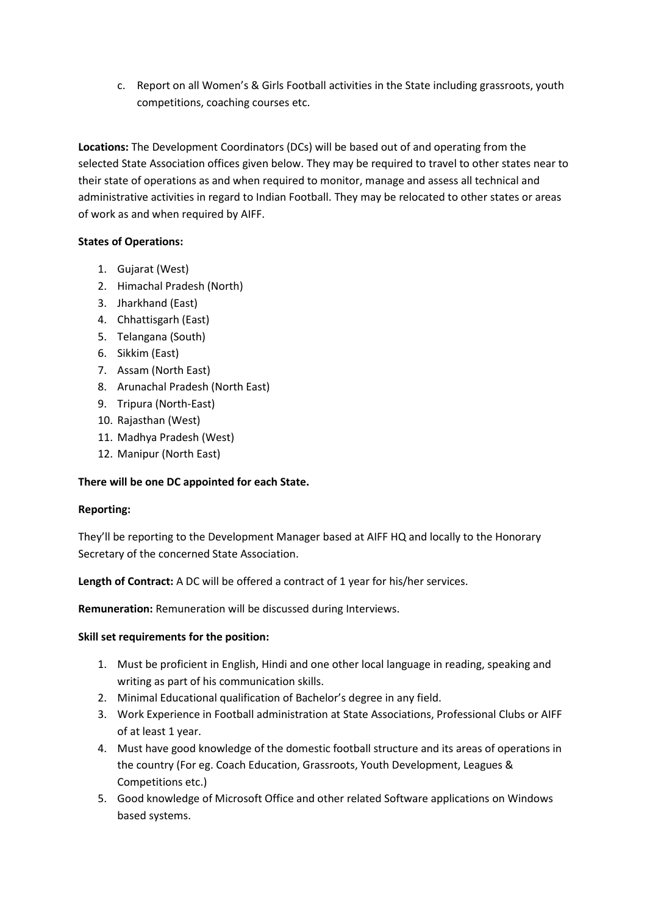c. Report on all Women's & Girls Football activities in the State including grassroots, youth competitions, coaching courses etc.

**Locations:** The Development Coordinators (DCs) will be based out of and operating from the selected State Association offices given below. They may be required to travel to other states near to their state of operations as and when required to monitor, manage and assess all technical and administrative activities in regard to Indian Football. They may be relocated to other states or areas of work as and when required by AIFF.

**States of Operations:**

1. Gujarat (West)
2. Himachal Pradesh (North)
3. Jharkhand (East)
4. Chhattisgarh (East)
5. Telangana (South)
6. Sikkim (East)
7. Assam (North East)
8. Arunachal Pradesh (North East)
9. Tripura (North-East)
10. Rajasthan (West)
11. Madhya Pradesh (West)
12. Manipur (North East)

**There will be one DC appointed for each State.**

**Reporting:**

They'll be reporting to the Development Manager based at AIFF HQ and locally to the Honorary Secretary of the concerned State Association.

**Length of Contract:** A DC will be offered a contract of 1 year for his/her services.

**Remuneration:** Remuneration will be discussed during Interviews.

**Skill set requirements for the position:**

1. Must be proficient in English, Hindi and one other local language in reading, speaking and writing as part of his communication skills.
2. Minimal Educational qualification of Bachelor's degree in any field.
3. Work Experience in Football administration at State Associations, Professional Clubs or AIFF of at least 1 year.
4. Must have good knowledge of the domestic football structure and its areas of operations in the country (For eg. Coach Education, Grassroots, Youth Development, Leagues & Competitions etc.)
5. Good knowledge of Microsoft Office and other related Software applications on Windows based systems.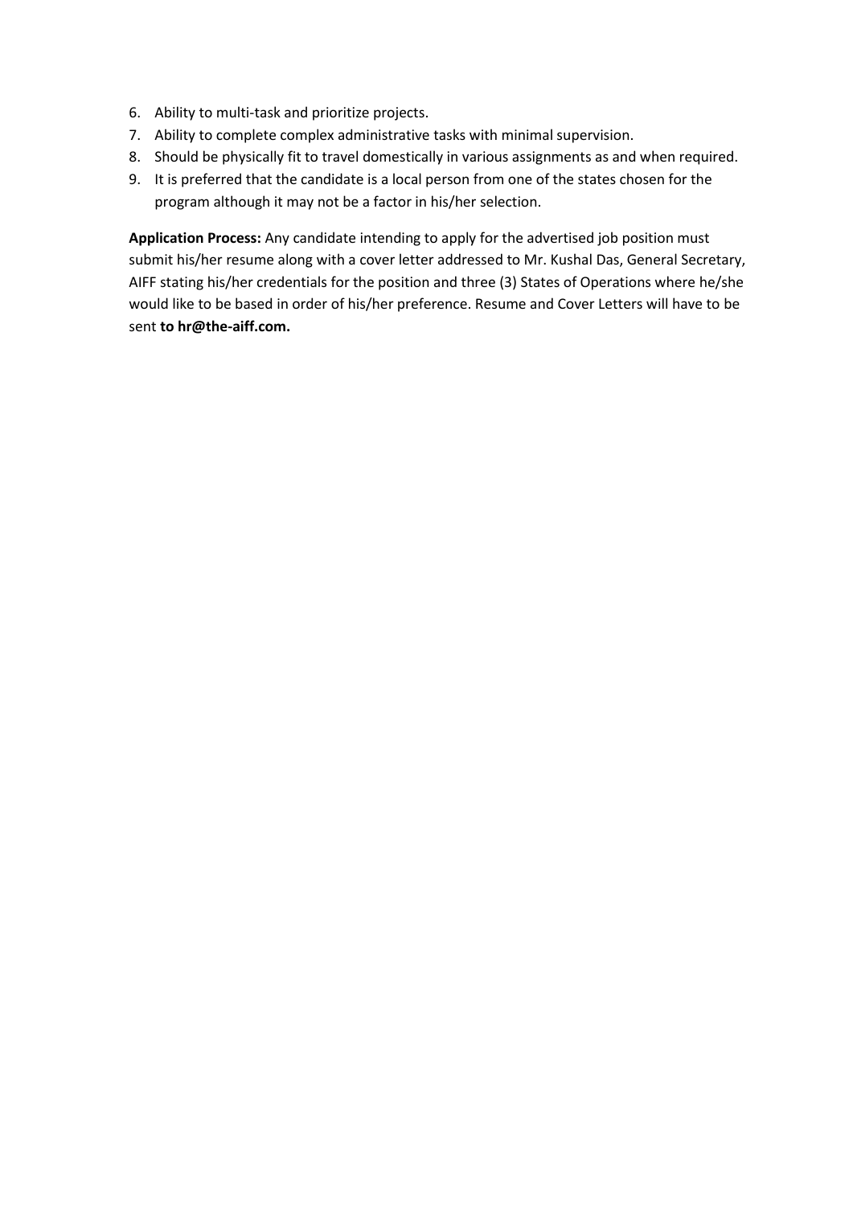6. Ability to multi-task and prioritize projects.
7. Ability to complete complex administrative tasks with minimal supervision.
8. Should be physically fit to travel domestically in various assignments as and when required.
9. It is preferred that the candidate is a local person from one of the states chosen for the program although it may not be a factor in his/her selection.

**Application Process:** Any candidate intending to apply for the advertised job position must submit his/her resume along with a cover letter addressed to Mr. Kushal Das, General Secretary, AIFF stating his/her credentials for the position and three (3) States of Operations where he/she would like to be based in order of his/her preference. Resume and Cover Letters will have to be sent **to hr@the-aiff.com.**